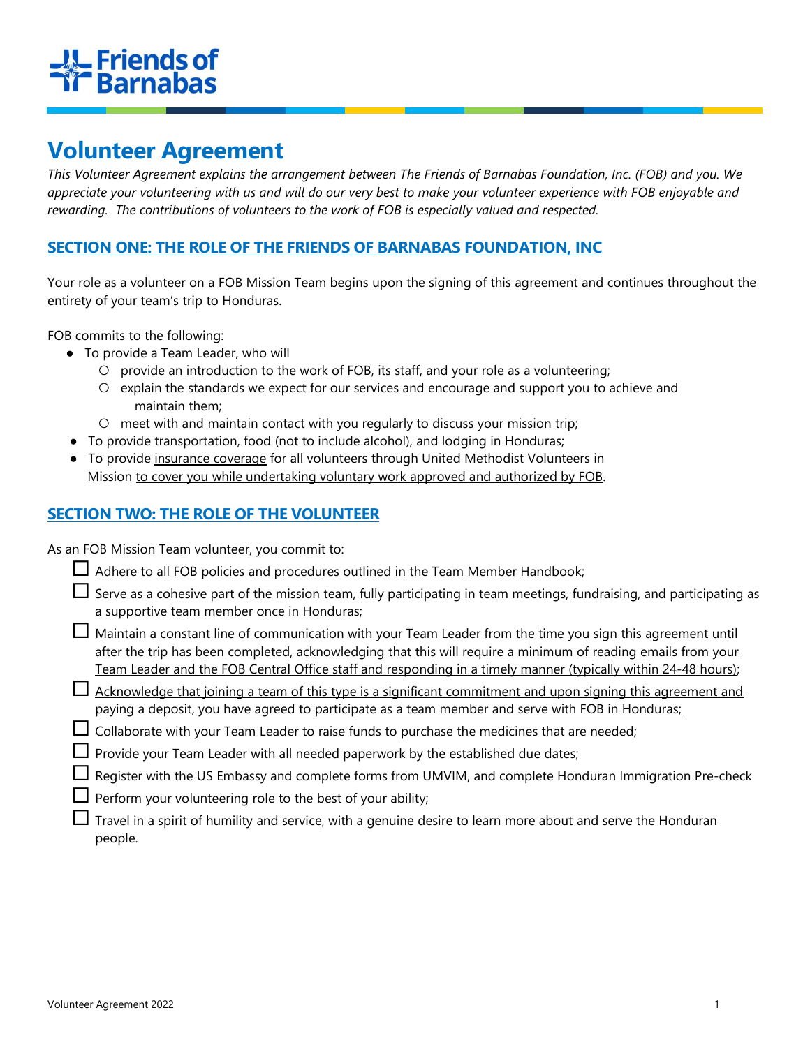**Friends of Barnabas**

# Volunteer Agreement

*This Volunteer Agreement explains the arrangement between The Friends of Barnabas Foundation, Inc. (FOB) and you. We appreciate your volunteering with us and will do our very best to make your volunteer experience with FOB enjoyable and rewarding. The contributions of volunteers to the work of FOB is especially valued and respected.*

## SECTION ONE: THE ROLE OF THE FRIENDS OF BARNABAS FOUNDATION, INC

Your role as a volunteer on a FOB Mission Team begins upon the signing of this agreement and continues throughout the entirety of your team's trip to Honduras.

FOB commits to the following:

- To provide a Team Leader, who will
  - provide an introduction to the work of FOB, its staff, and your role as a volunteering;
  - explain the standards we expect for our services and encourage and support you to achieve and maintain them;
  - meet with and maintain contact with you regularly to discuss your mission trip;
- To provide transportation, food (not to include alcohol), and lodging in Honduras;
- To provide <u>insurance coverage</u> for all volunteers through United Methodist Volunteers in Mission <u>to cover you while undertaking voluntary work approved and authorized by FOB</u>.

## SECTION TWO: THE ROLE OF THE VOLUNTEER

As an FOB Mission Team volunteer, you commit to:

- ☐ Adhere to all FOB policies and procedures outlined in the Team Member Handbook;
- ☐ Serve as a cohesive part of the mission team, fully participating in team meetings, fundraising, and participating as a supportive team member once in Honduras;
- ☐ Maintain a constant line of communication with your Team Leader from the time you sign this agreement until after the trip has been completed, acknowledging that <u>this will require a minimum of reading emails from your Team Leader and the FOB Central Office staff and responding in a timely manner (typically within 24-48 hours);</u>
- ☐ <u>Acknowledge that joining a team of this type is a significant commitment and upon signing this agreement and paying a deposit, you have agreed to participate as a team member and serve with FOB in Honduras;</u>
- ☐ Collaborate with your Team Leader to raise funds to purchase the medicines that are needed;
- ☐ Provide your Team Leader with all needed paperwork by the established due dates;
- ☐ Register with the US Embassy and complete forms from UMVIM, and complete Honduran Immigration Pre-check
- ☐ Perform your volunteering role to the best of your ability;
- ☐ Travel in a spirit of humility and service, with a genuine desire to learn more about and serve the Honduran people.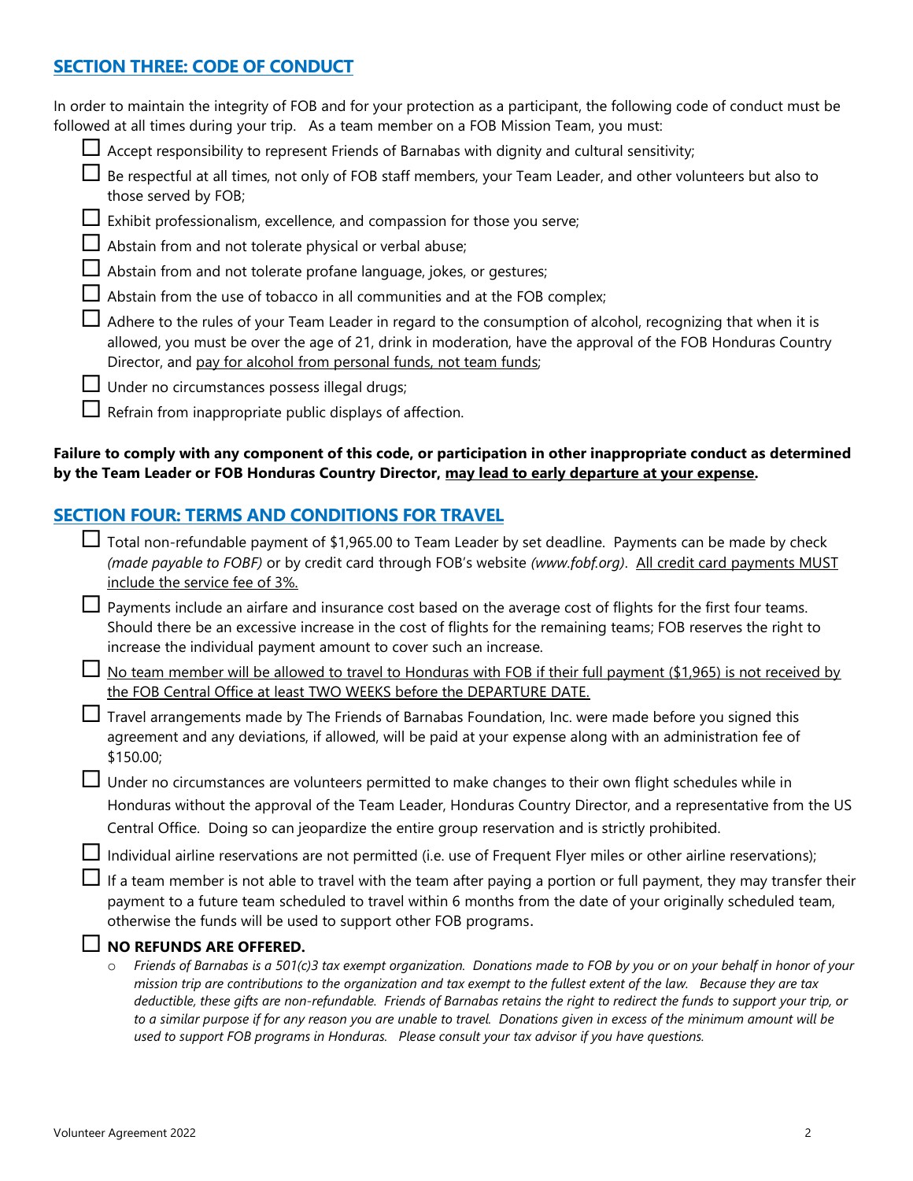## SECTION THREE: CODE OF CONDUCT

In order to maintain the integrity of FOB and for your protection as a participant, the following code of conduct must be followed at all times during your trip. As a team member on a FOB Mission Team, you must:

- ☐ Accept responsibility to represent Friends of Barnabas with dignity and cultural sensitivity;
- ☐ Be respectful at all times, not only of FOB staff members, your Team Leader, and other volunteers but also to those served by FOB;
- ☐ Exhibit professionalism, excellence, and compassion for those you serve;
- ☐ Abstain from and not tolerate physical or verbal abuse;
- ☐ Abstain from and not tolerate profane language, jokes, or gestures;
- ☐ Abstain from the use of tobacco in all communities and at the FOB complex;
- ☐ Adhere to the rules of your Team Leader in regard to the consumption of alcohol, recognizing that when it is allowed, you must be over the age of 21, drink in moderation, have the approval of the FOB Honduras Country Director, and <u>pay for alcohol from personal funds, not team funds</u>;
- ☐ Under no circumstances possess illegal drugs;
- ☐ Refrain from inappropriate public displays of affection.

**Failure to comply with any component of this code, or participation in other inappropriate conduct as determined by the Team Leader or FOB Honduras Country Director, <u>may lead to early departure at your expense</u>.**

## SECTION FOUR: TERMS AND CONDITIONS FOR TRAVEL

- ☐ Total non-refundable payment of $1,965.00 to Team Leader by set deadline. Payments can be made by check *(made payable to FOBF)* or by credit card through FOB's website *(www.fobf.org)*. <u>All credit card payments MUST include the service fee of 3%.</u>
- ☐ Payments include an airfare and insurance cost based on the average cost of flights for the first four teams. Should there be an excessive increase in the cost of flights for the remaining teams; FOB reserves the right to increase the individual payment amount to cover such an increase.
- ☐ <u>No team member will be allowed to travel to Honduras with FOB if their full payment ($1,965) is not received by the FOB Central Office at least TWO WEEKS before the DEPARTURE DATE.</u>
- ☐ Travel arrangements made by The Friends of Barnabas Foundation, Inc. were made before you signed this agreement and any deviations, if allowed, will be paid at your expense along with an administration fee of $150.00;
- ☐ Under no circumstances are volunteers permitted to make changes to their own flight schedules while in Honduras without the approval of the Team Leader, Honduras Country Director, and a representative from the US Central Office. Doing so can jeopardize the entire group reservation and is strictly prohibited.
- ☐ Individual airline reservations are not permitted (i.e. use of Frequent Flyer miles or other airline reservations);
- ☐ If a team member is not able to travel with the team after paying a portion or full payment, they may transfer their payment to a future team scheduled to travel within 6 months from the date of your originally scheduled team, otherwise the funds will be used to support other FOB programs.
- ☐ **NO REFUNDS ARE OFFERED.**
  - *Friends of Barnabas is a 501(c)3 tax exempt organization. Donations made to FOB by you or on your behalf in honor of your mission trip are contributions to the organization and tax exempt to the fullest extent of the law. Because they are tax deductible, these gifts are non-refundable. Friends of Barnabas retains the right to redirect the funds to support your trip, or to a similar purpose if for any reason you are unable to travel. Donations given in excess of the minimum amount will be used to support FOB programs in Honduras. Please consult your tax advisor if you have questions.*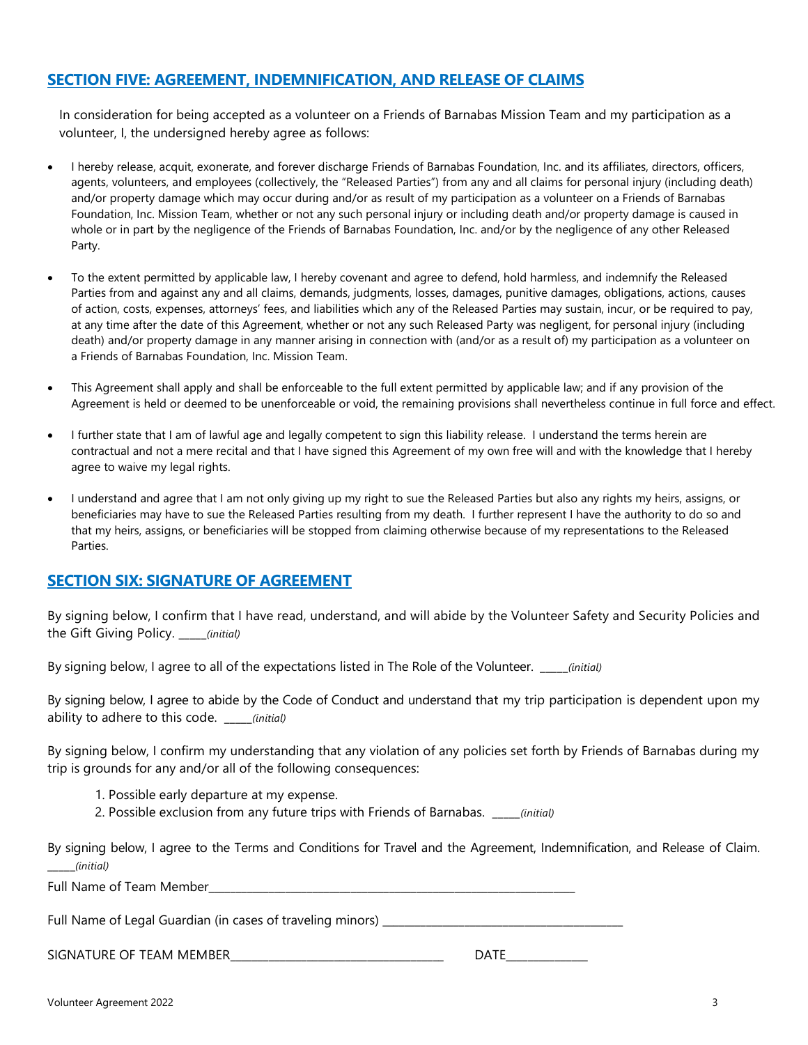## SECTION FIVE: AGREEMENT, INDEMNIFICATION, AND RELEASE OF CLAIMS

In consideration for being accepted as a volunteer on a Friends of Barnabas Mission Team and my participation as a volunteer, I, the undersigned hereby agree as follows:

- I hereby release, acquit, exonerate, and forever discharge Friends of Barnabas Foundation, Inc. and its affiliates, directors, officers, agents, volunteers, and employees (collectively, the "Released Parties") from any and all claims for personal injury (including death) and/or property damage which may occur during and/or as result of my participation as a volunteer on a Friends of Barnabas Foundation, Inc. Mission Team, whether or not any such personal injury or including death and/or property damage is caused in whole or in part by the negligence of the Friends of Barnabas Foundation, Inc. and/or by the negligence of any other Released Party.

- To the extent permitted by applicable law, I hereby covenant and agree to defend, hold harmless, and indemnify the Released Parties from and against any and all claims, demands, judgments, losses, damages, punitive damages, obligations, actions, causes of action, costs, expenses, attorneys' fees, and liabilities which any of the Released Parties may sustain, incur, or be required to pay, at any time after the date of this Agreement, whether or not any such Released Party was negligent, for personal injury (including death) and/or property damage in any manner arising in connection with (and/or as a result of) my participation as a volunteer on a Friends of Barnabas Foundation, Inc. Mission Team.

- This Agreement shall apply and shall be enforceable to the full extent permitted by applicable law; and if any provision of the Agreement is held or deemed to be unenforceable or void, the remaining provisions shall nevertheless continue in full force and effect.

- I further state that I am of lawful age and legally competent to sign this liability release. I understand the terms herein are contractual and not a mere recital and that I have signed this Agreement of my own free will and with the knowledge that I hereby agree to waive my legal rights.

- I understand and agree that I am not only giving up my right to sue the Released Parties but also any rights my heirs, assigns, or beneficiaries may have to sue the Released Parties resulting from my death. I further represent I have the authority to do so and that my heirs, assigns, or beneficiaries will be stopped from claiming otherwise because of my representations to the Released Parties.

## SECTION SIX: SIGNATURE OF AGREEMENT

By signing below, I confirm that I have read, understand, and will abide by the Volunteer Safety and Security Policies and the Gift Giving Policy. _____*(initial)*

By signing below, I agree to all of the expectations listed in The Role of the Volunteer. _____*(initial)*

By signing below, I agree to abide by the Code of Conduct and understand that my trip participation is dependent upon my ability to adhere to this code. _____*(initial)*

By signing below, I confirm my understanding that any violation of any policies set forth by Friends of Barnabas during my trip is grounds for any and/or all of the following consequences:

1. Possible early departure at my expense.
2. Possible exclusion from any future trips with Friends of Barnabas. _____*(initial)*

By signing below, I agree to the Terms and Conditions for Travel and the Agreement, Indemnification, and Release of Claim. _____*(initial)*

Full Name of Team Member_______________________________________________________________

Full Name of Legal Guardian (in cases of traveling minors) ________________________________________

SIGNATURE OF TEAM MEMBER___________________________________ DATE_____________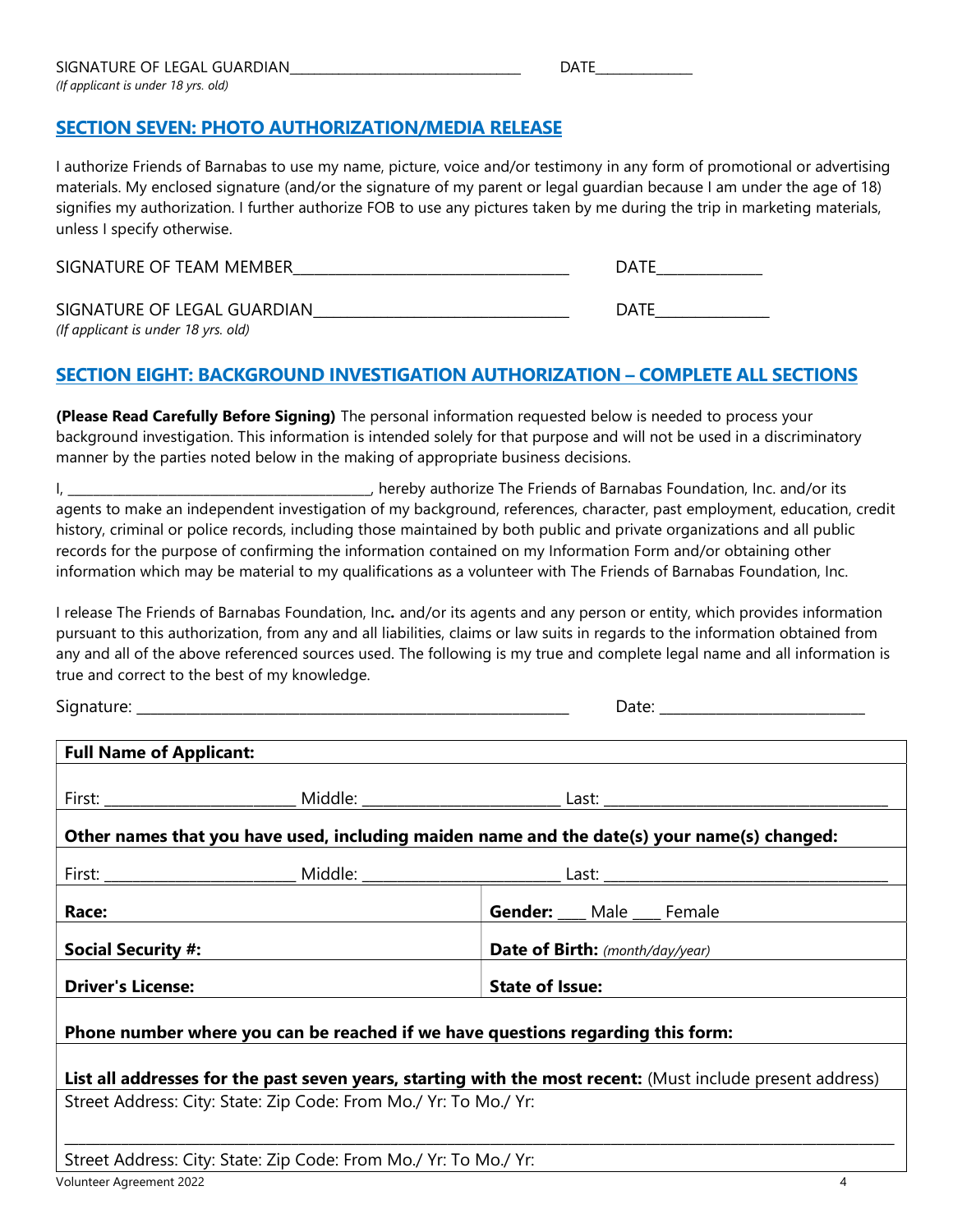SIGNATURE OF LEGAL GUARDIAN________________________________ DATE_____________
*(If applicant is under 18 yrs. old)*

## SECTION SEVEN: PHOTO AUTHORIZATION/MEDIA RELEASE

I authorize Friends of Barnabas to use my name, picture, voice and/or testimony in any form of promotional or advertising materials. My enclosed signature (and/or the signature of my parent or legal guardian because I am under the age of 18) signifies my authorization. I further authorize FOB to use any pictures taken by me during the trip in marketing materials, unless I specify otherwise.

SIGNATURE OF TEAM MEMBER____________________________________ DATE______________

SIGNATURE OF LEGAL GUARDIAN________________________________ DATE_______________
*(If applicant is under 18 yrs. old)*

## SECTION EIGHT: BACKGROUND INVESTIGATION AUTHORIZATION – COMPLETE ALL SECTIONS

**(Please Read Carefully Before Signing)** The personal information requested below is needed to process your background investigation. This information is intended solely for that purpose and will not be used in a discriminatory manner by the parties noted below in the making of appropriate business decisions.

I, ___________________________________________, hereby authorize The Friends of Barnabas Foundation, Inc. and/or its agents to make an independent investigation of my background, references, character, past employment, education, credit history, criminal or police records, including those maintained by both public and private organizations and all public records for the purpose of confirming the information contained on my Information Form and/or obtaining other information which may be material to my qualifications as a volunteer with The Friends of Barnabas Foundation, Inc.

I release The Friends of Barnabas Foundation, Inc**.** and/or its agents and any person or entity, which provides information pursuant to this authorization, from any and all liabilities, claims or law suits in regards to the information obtained from any and all of the above referenced sources used. The following is my true and complete legal name and all information is true and correct to the best of my knowledge.

Signature: ___________________________________________________________ Date: ___________________________

| **Full Name of Applicant:** | |
|---|---|
| First: ________________________ Middle: ________________________ Last: ____________________________________ | |
| **Other names that you have used, including maiden name and the date(s) your name(s) changed:** | |
| First: ________________________ Middle: ________________________ Last: ____________________________________ | |
| **Race:** | **Gender:** ____ Male ____ Female |
| **Social Security #:** | **Date of Birth:** *(month/day/year)* |
| **Driver's License:** | **State of Issue:** |
| **Phone number where you can be reached if we have questions regarding this form:** | |
| **List all addresses for the past seven years, starting with the most recent:** (Must include present address) | |
| Street Address: City: State: Zip Code: From Mo./ Yr: To Mo./ Yr: | |
| Street Address: City: State: Zip Code: From Mo./ Yr: To Mo./ Yr: | |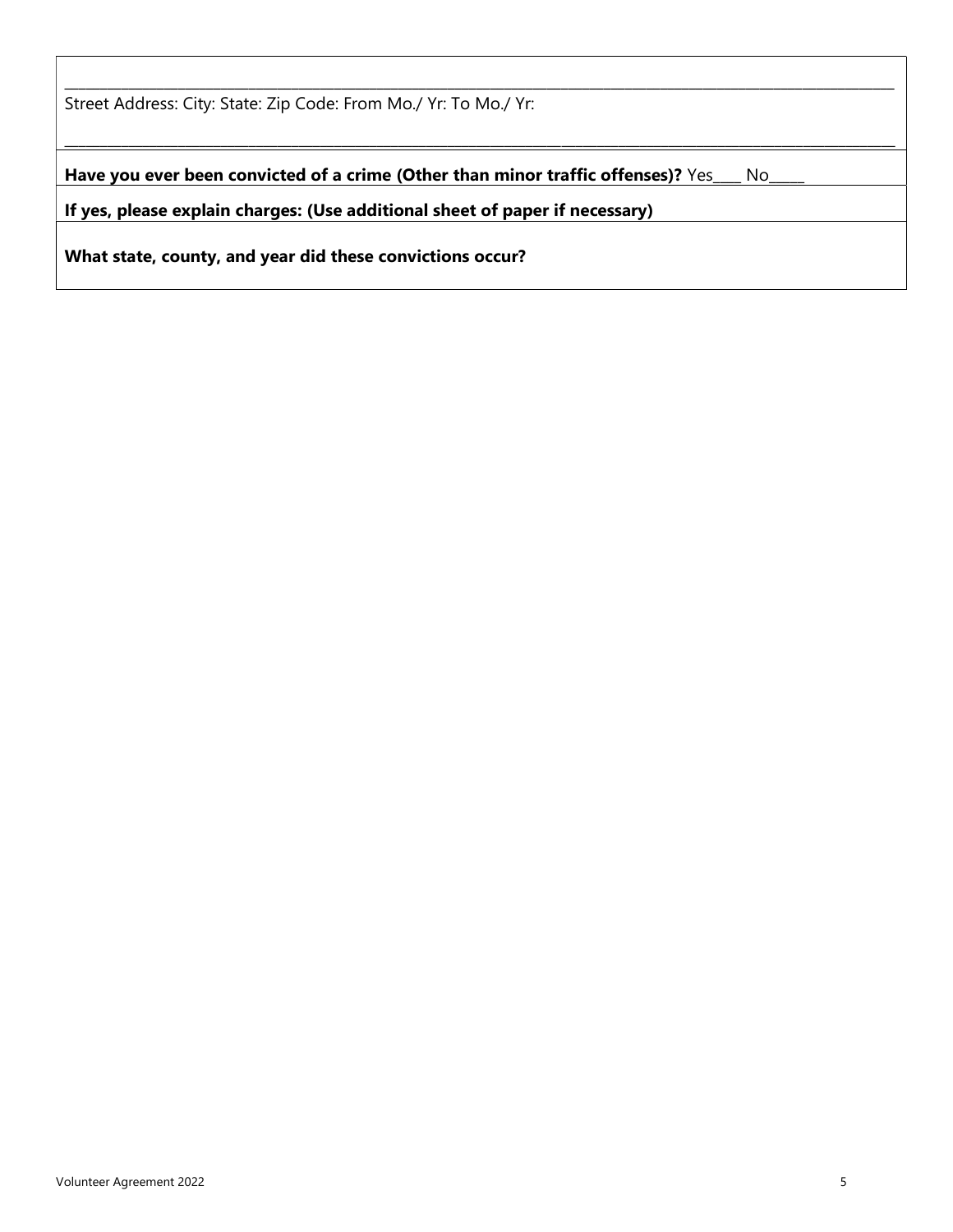______________________________________________________________________________________________

Street Address: City: State: Zip Code: From Mo./ Yr: To Mo./ Yr:

______________________________________________________________________________________________

**Have you ever been convicted of a crime (Other than minor traffic offenses)?** Yes____ No_____

**If yes, please explain charges: (Use additional sheet of paper if necessary)**

**What state, county, and year did these convictions occur?**